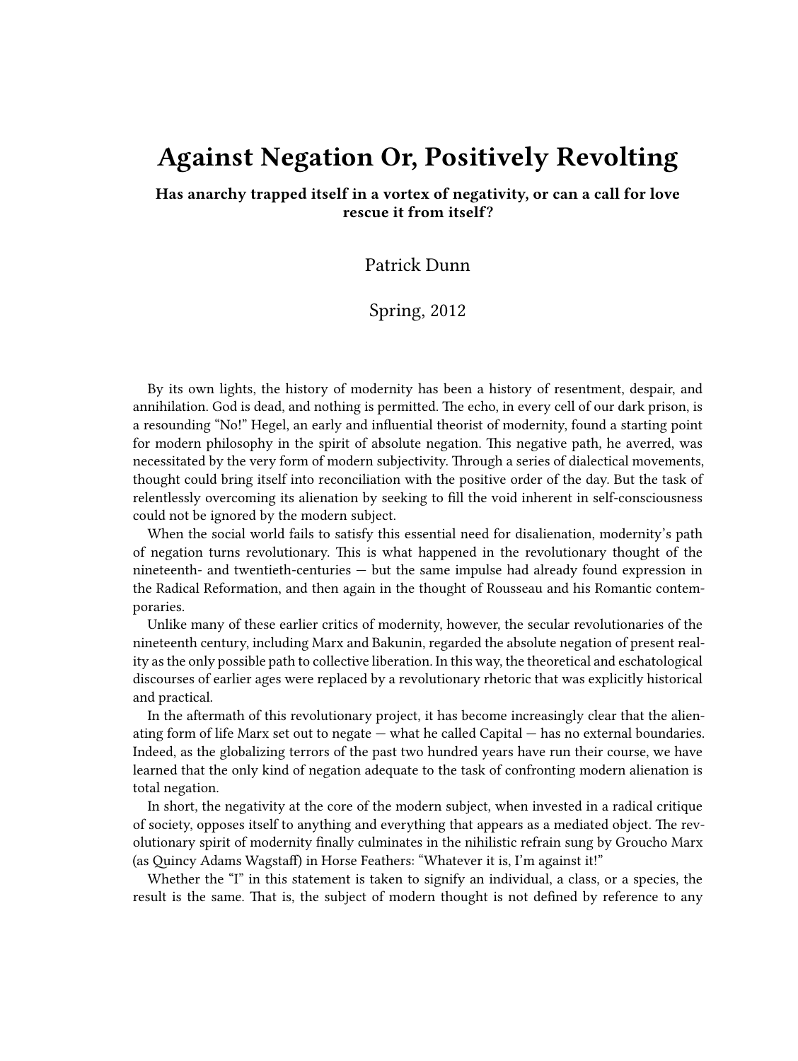# Against Negation Or, Positively Revolting

**Has anarchy trapped itself in a vortex of negativity, or can a call for love rescue it from itself?**

Patrick Dunn

Spring, 2012

By its own lights, the history of modernity has been a history of resentment, despair, and annihilation. God is dead, and nothing is permitted. The echo, in every cell of our dark prison, is a resounding "No!" Hegel, an early and influential theorist of modernity, found a starting point for modern philosophy in the spirit of absolute negation. This negative path, he averred, was necessitated by the very form of modern subjectivity. Through a series of dialectical movements, thought could bring itself into reconciliation with the positive order of the day. But the task of relentlessly overcoming its alienation by seeking to fill the void inherent in self-consciousness could not be ignored by the modern subject.

When the social world fails to satisfy this essential need for disalienation, modernity's path of negation turns revolutionary. This is what happened in the revolutionary thought of the nineteenth- and twentieth-centuries — but the same impulse had already found expression in the Radical Reformation, and then again in the thought of Rousseau and his Romantic contemporaries.

Unlike many of these earlier critics of modernity, however, the secular revolutionaries of the nineteenth century, including Marx and Bakunin, regarded the absolute negation of present reality as the only possible path to collective liberation. In this way, the theoretical and eschatological discourses of earlier ages were replaced by a revolutionary rhetoric that was explicitly historical and practical.

In the aftermath of this revolutionary project, it has become increasingly clear that the alienating form of life Marx set out to negate — what he called Capital — has no external boundaries. Indeed, as the globalizing terrors of the past two hundred years have run their course, we have learned that the only kind of negation adequate to the task of confronting modern alienation is total negation.

In short, the negativity at the core of the modern subject, when invested in a radical critique of society, opposes itself to anything and everything that appears as a mediated object. The revolutionary spirit of modernity finally culminates in the nihilistic refrain sung by Groucho Marx (as Quincy Adams Wagstaff) in Horse Feathers: "Whatever it is, I'm against it!"

Whether the "I" in this statement is taken to signify an individual, a class, or a species, the result is the same. That is, the subject of modern thought is not defined by reference to any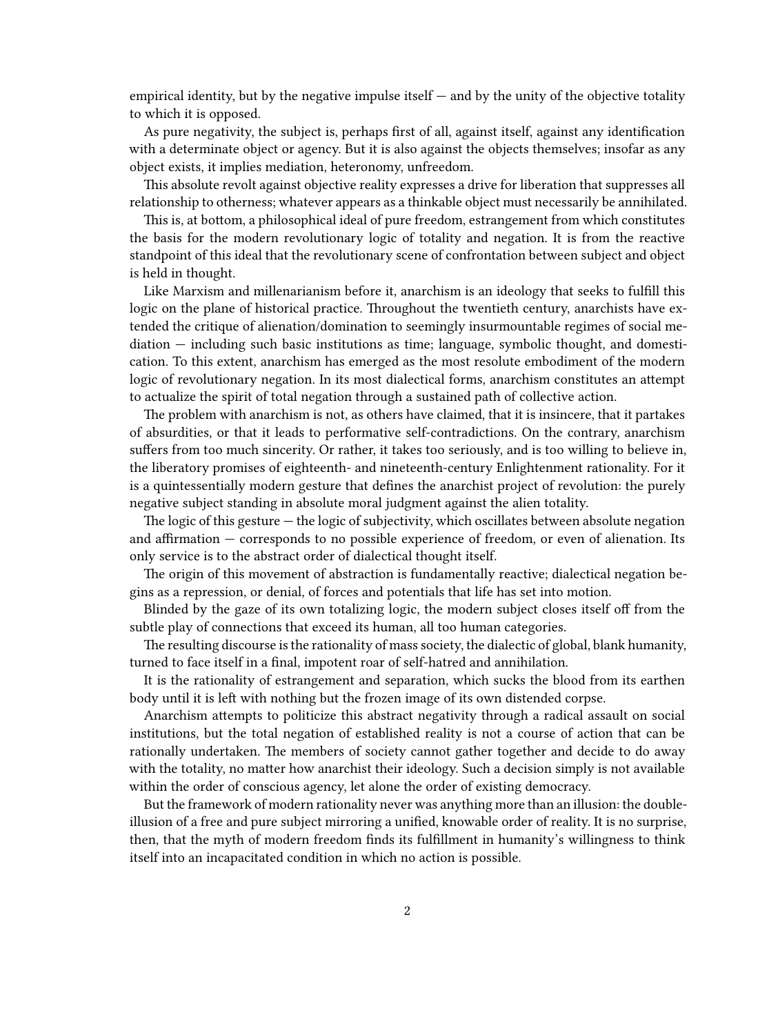empirical identity, but by the negative impulse itself — and by the unity of the objective totality to which it is opposed.

As pure negativity, the subject is, perhaps first of all, against itself, against any identification with a determinate object or agency. But it is also against the objects themselves; insofar as any object exists, it implies mediation, heteronomy, unfreedom.

This absolute revolt against objective reality expresses a drive for liberation that suppresses all relationship to otherness; whatever appears as a thinkable object must necessarily be annihilated.

This is, at bottom, a philosophical ideal of pure freedom, estrangement from which constitutes the basis for the modern revolutionary logic of totality and negation. It is from the reactive standpoint of this ideal that the revolutionary scene of confrontation between subject and object is held in thought.

Like Marxism and millenarianism before it, anarchism is an ideology that seeks to fulfill this logic on the plane of historical practice. Throughout the twentieth century, anarchists have extended the critique of alienation/domination to seemingly insurmountable regimes of social mediation — including such basic institutions as time; language, symbolic thought, and domestication. To this extent, anarchism has emerged as the most resolute embodiment of the modern logic of revolutionary negation. In its most dialectical forms, anarchism constitutes an attempt to actualize the spirit of total negation through a sustained path of collective action.

The problem with anarchism is not, as others have claimed, that it is insincere, that it partakes of absurdities, or that it leads to performative self-contradictions. On the contrary, anarchism suffers from too much sincerity. Or rather, it takes too seriously, and is too willing to believe in, the liberatory promises of eighteenth- and nineteenth-century Enlightenment rationality. For it is a quintessentially modern gesture that defines the anarchist project of revolution: the purely negative subject standing in absolute moral judgment against the alien totality.

The logic of this gesture — the logic of subjectivity, which oscillates between absolute negation and affirmation — corresponds to no possible experience of freedom, or even of alienation. Its only service is to the abstract order of dialectical thought itself.

The origin of this movement of abstraction is fundamentally reactive; dialectical negation begins as a repression, or denial, of forces and potentials that life has set into motion.

Blinded by the gaze of its own totalizing logic, the modern subject closes itself off from the subtle play of connections that exceed its human, all too human categories.

The resulting discourse is the rationality of mass society, the dialectic of global, blank humanity, turned to face itself in a final, impotent roar of self-hatred and annihilation.

It is the rationality of estrangement and separation, which sucks the blood from its earthen body until it is left with nothing but the frozen image of its own distended corpse.

Anarchism attempts to politicize this abstract negativity through a radical assault on social institutions, but the total negation of established reality is not a course of action that can be rationally undertaken. The members of society cannot gather together and decide to do away with the totality, no matter how anarchist their ideology. Such a decision simply is not available within the order of conscious agency, let alone the order of existing democracy.

But the framework of modern rationality never was anything more than an illusion: the double-illusion of a free and pure subject mirroring a unified, knowable order of reality. It is no surprise, then, that the myth of modern freedom finds its fulfillment in humanity's willingness to think itself into an incapacitated condition in which no action is possible.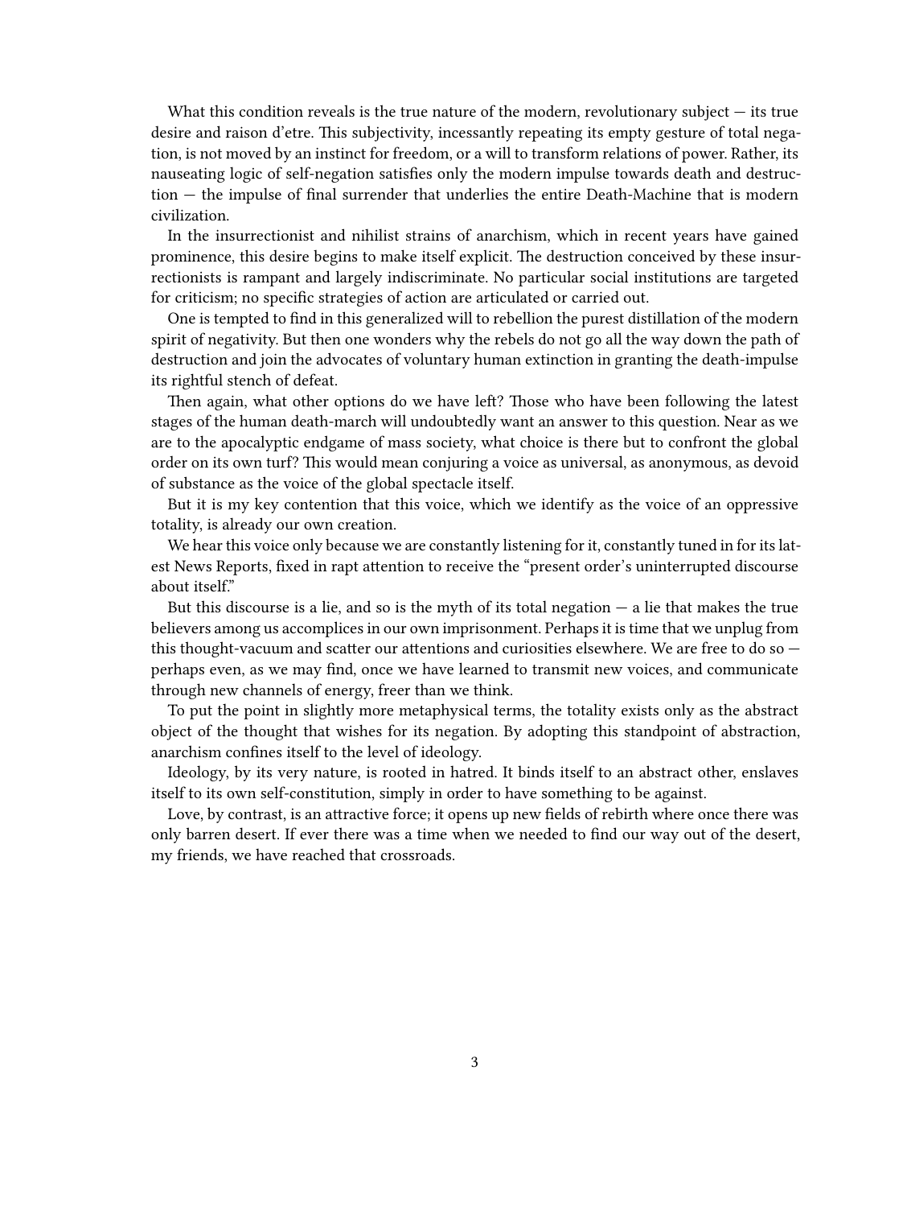What this condition reveals is the true nature of the modern, revolutionary subject — its true desire and raison d'etre. This subjectivity, incessantly repeating its empty gesture of total negation, is not moved by an instinct for freedom, or a will to transform relations of power. Rather, its nauseating logic of self-negation satisfies only the modern impulse towards death and destruction — the impulse of final surrender that underlies the entire Death-Machine that is modern civilization.

In the insurrectionist and nihilist strains of anarchism, which in recent years have gained prominence, this desire begins to make itself explicit. The destruction conceived by these insurrectionists is rampant and largely indiscriminate. No particular social institutions are targeted for criticism; no specific strategies of action are articulated or carried out.

One is tempted to find in this generalized will to rebellion the purest distillation of the modern spirit of negativity. But then one wonders why the rebels do not go all the way down the path of destruction and join the advocates of voluntary human extinction in granting the death-impulse its rightful stench of defeat.

Then again, what other options do we have left? Those who have been following the latest stages of the human death-march will undoubtedly want an answer to this question. Near as we are to the apocalyptic endgame of mass society, what choice is there but to confront the global order on its own turf? This would mean conjuring a voice as universal, as anonymous, as devoid of substance as the voice of the global spectacle itself.

But it is my key contention that this voice, which we identify as the voice of an oppressive totality, is already our own creation.

We hear this voice only because we are constantly listening for it, constantly tuned in for its latest News Reports, fixed in rapt attention to receive the "present order's uninterrupted discourse about itself."

But this discourse is a lie, and so is the myth of its total negation — a lie that makes the true believers among us accomplices in our own imprisonment. Perhaps it is time that we unplug from this thought-vacuum and scatter our attentions and curiosities elsewhere. We are free to do so — perhaps even, as we may find, once we have learned to transmit new voices, and communicate through new channels of energy, freer than we think.

To put the point in slightly more metaphysical terms, the totality exists only as the abstract object of the thought that wishes for its negation. By adopting this standpoint of abstraction, anarchism confines itself to the level of ideology.

Ideology, by its very nature, is rooted in hatred. It binds itself to an abstract other, enslaves itself to its own self-constitution, simply in order to have something to be against.

Love, by contrast, is an attractive force; it opens up new fields of rebirth where once there was only barren desert. If ever there was a time when we needed to find our way out of the desert, my friends, we have reached that crossroads.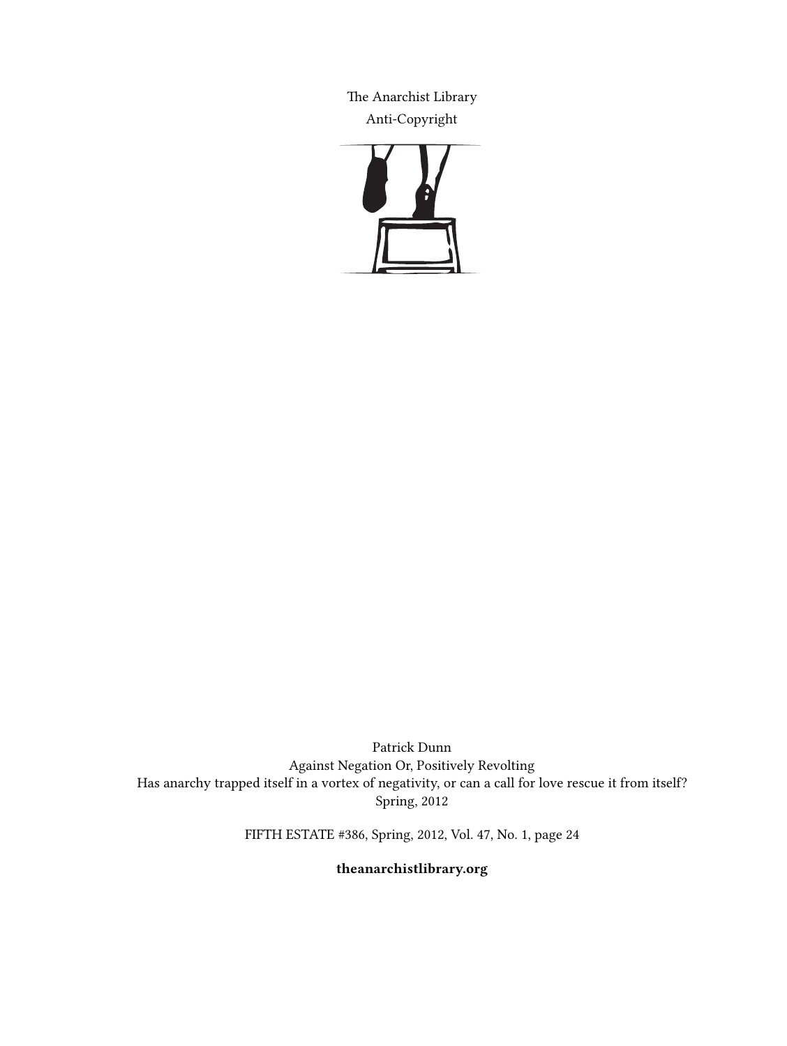The Anarchist Library
Anti-Copyright

Patrick Dunn
Against Negation Or, Positively Revolting
Has anarchy trapped itself in a vortex of negativity, or can a call for love rescue it from itself?
Spring, 2012

FIFTH ESTATE #386, Spring, 2012, Vol. 47, No. 1, page 24

**theanarchistlibrary.org**